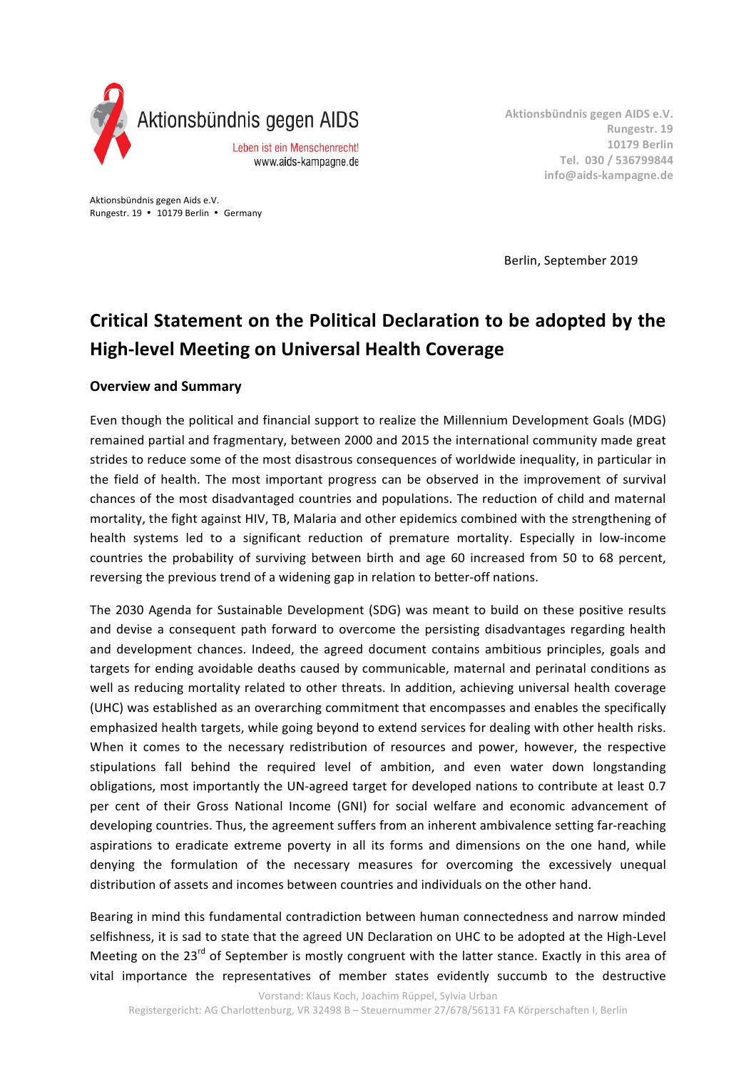Aktionsbündnis gegen AIDS

Leben ist ein Menschenrecht!
www.aids-kampagne.de

Aktionsbündnis gegen AIDS e.V.
Rungestr. 19
10179 Berlin
Tel. 030 / 536799844
info@aids-kampagne.de

Aktionsbündnis gegen Aids e.V.
Rungestr. 19 • 10179 Berlin • Germany

Berlin, September 2019

# Critical Statement on the Political Declaration to be adopted by the High-level Meeting on Universal Health Coverage

## Overview and Summary

Even though the political and financial support to realize the Millennium Development Goals (MDG) remained partial and fragmentary, between 2000 and 2015 the international community made great strides to reduce some of the most disastrous consequences of worldwide inequality, in particular in the field of health. The most important progress can be observed in the improvement of survival chances of the most disadvantaged countries and populations. The reduction of child and maternal mortality, the fight against HIV, TB, Malaria and other epidemics combined with the strengthening of health systems led to a significant reduction of premature mortality. Especially in low-income countries the probability of surviving between birth and age 60 increased from 50 to 68 percent, reversing the previous trend of a widening gap in relation to better-off nations.

The 2030 Agenda for Sustainable Development (SDG) was meant to build on these positive results and devise a consequent path forward to overcome the persisting disadvantages regarding health and development chances. Indeed, the agreed document contains ambitious principles, goals and targets for ending avoidable deaths caused by communicable, maternal and perinatal conditions as well as reducing mortality related to other threats. In addition, achieving universal health coverage (UHC) was established as an overarching commitment that encompasses and enables the specifically emphasized health targets, while going beyond to extend services for dealing with other health risks. When it comes to the necessary redistribution of resources and power, however, the respective stipulations fall behind the required level of ambition, and even water down longstanding obligations, most importantly the UN-agreed target for developed nations to contribute at least 0.7 per cent of their Gross National Income (GNI) for social welfare and economic advancement of developing countries. Thus, the agreement suffers from an inherent ambivalence setting far-reaching aspirations to eradicate extreme poverty in all its forms and dimensions on the one hand, while denying the formulation of the necessary measures for overcoming the excessively unequal distribution of assets and incomes between countries and individuals on the other hand.

Bearing in mind this fundamental contradiction between human connectedness and narrow minded selfishness, it is sad to state that the agreed UN Declaration on UHC to be adopted at the High-Level Meeting on the 23rd of September is mostly congruent with the latter stance. Exactly in this area of vital importance the representatives of member states evidently succumb to the destructive

Vorstand: Klaus Koch, Joachim Rüppel, Sylvia Urban
Registergericht: AG Charlottenburg, VR 32498 B – Steuernummer 27/678/56131 FA Körperschaften I, Berlin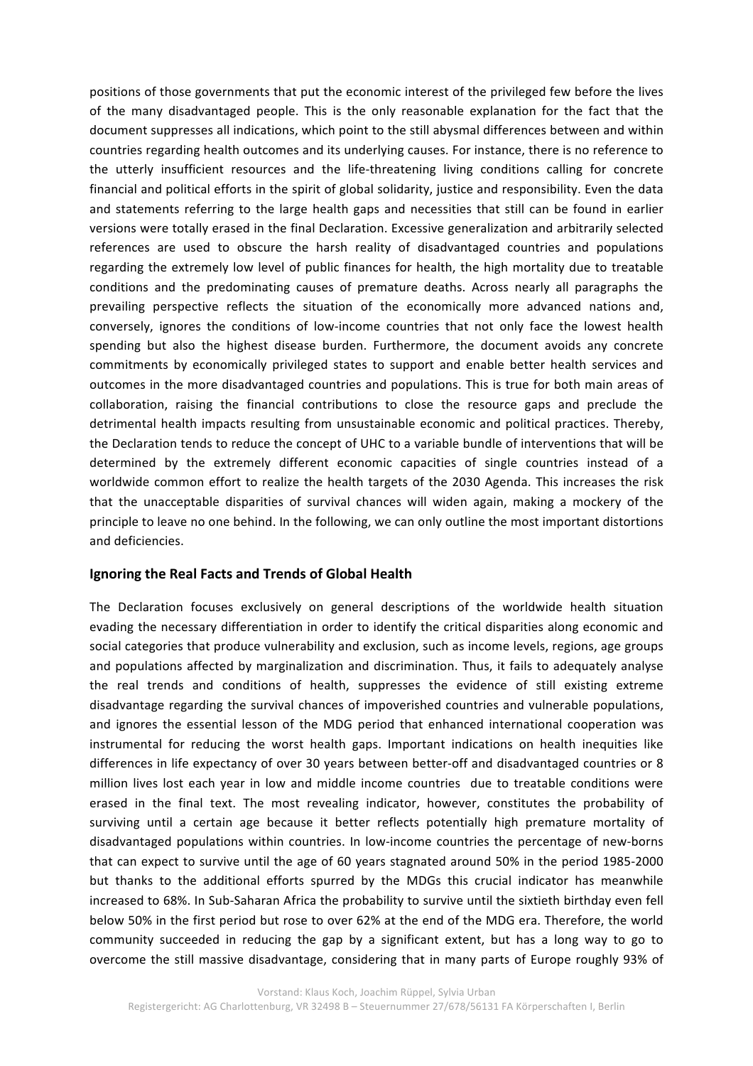positions of those governments that put the economic interest of the privileged few before the lives of the many disadvantaged people. This is the only reasonable explanation for the fact that the document suppresses all indications, which point to the still abysmal differences between and within countries regarding health outcomes and its underlying causes. For instance, there is no reference to the utterly insufficient resources and the life-threatening living conditions calling for concrete financial and political efforts in the spirit of global solidarity, justice and responsibility. Even the data and statements referring to the large health gaps and necessities that still can be found in earlier versions were totally erased in the final Declaration. Excessive generalization and arbitrarily selected references are used to obscure the harsh reality of disadvantaged countries and populations regarding the extremely low level of public finances for health, the high mortality due to treatable conditions and the predominating causes of premature deaths. Across nearly all paragraphs the prevailing perspective reflects the situation of the economically more advanced nations and, conversely, ignores the conditions of low-income countries that not only face the lowest health spending but also the highest disease burden. Furthermore, the document avoids any concrete commitments by economically privileged states to support and enable better health services and outcomes in the more disadvantaged countries and populations. This is true for both main areas of collaboration, raising the financial contributions to close the resource gaps and preclude the detrimental health impacts resulting from unsustainable economic and political practices. Thereby, the Declaration tends to reduce the concept of UHC to a variable bundle of interventions that will be determined by the extremely different economic capacities of single countries instead of a worldwide common effort to realize the health targets of the 2030 Agenda. This increases the risk that the unacceptable disparities of survival chances will widen again, making a mockery of the principle to leave no one behind. In the following, we can only outline the most important distortions and deficiencies.

## Ignoring the Real Facts and Trends of Global Health

The Declaration focuses exclusively on general descriptions of the worldwide health situation evading the necessary differentiation in order to identify the critical disparities along economic and social categories that produce vulnerability and exclusion, such as income levels, regions, age groups and populations affected by marginalization and discrimination. Thus, it fails to adequately analyse the real trends and conditions of health, suppresses the evidence of still existing extreme disadvantage regarding the survival chances of impoverished countries and vulnerable populations, and ignores the essential lesson of the MDG period that enhanced international cooperation was instrumental for reducing the worst health gaps. Important indications on health inequities like differences in life expectancy of over 30 years between better-off and disadvantaged countries or 8 million lives lost each year in low and middle income countries due to treatable conditions were erased in the final text. The most revealing indicator, however, constitutes the probability of surviving until a certain age because it better reflects potentially high premature mortality of disadvantaged populations within countries. In low-income countries the percentage of new-borns that can expect to survive until the age of 60 years stagnated around 50% in the period 1985-2000 but thanks to the additional efforts spurred by the MDGs this crucial indicator has meanwhile increased to 68%. In Sub-Saharan Africa the probability to survive until the sixtieth birthday even fell below 50% in the first period but rose to over 62% at the end of the MDG era. Therefore, the world community succeeded in reducing the gap by a significant extent, but has a long way to go to overcome the still massive disadvantage, considering that in many parts of Europe roughly 93% of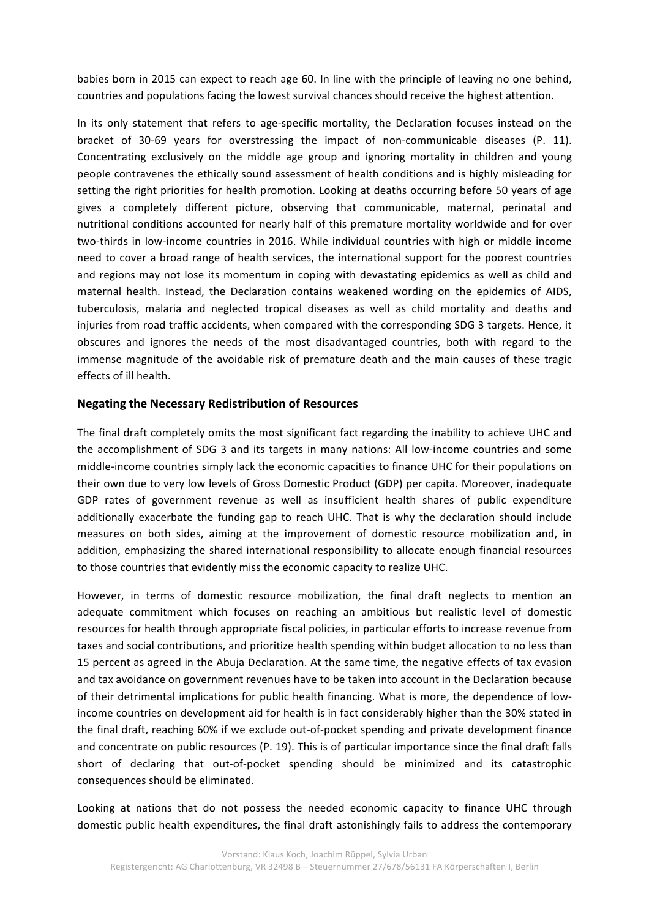babies born in 2015 can expect to reach age 60. In line with the principle of leaving no one behind, countries and populations facing the lowest survival chances should receive the highest attention.

In its only statement that refers to age-specific mortality, the Declaration focuses instead on the bracket of 30-69 years for overstressing the impact of non-communicable diseases (P. 11). Concentrating exclusively on the middle age group and ignoring mortality in children and young people contravenes the ethically sound assessment of health conditions and is highly misleading for setting the right priorities for health promotion. Looking at deaths occurring before 50 years of age gives a completely different picture, observing that communicable, maternal, perinatal and nutritional conditions accounted for nearly half of this premature mortality worldwide and for over two-thirds in low-income countries in 2016. While individual countries with high or middle income need to cover a broad range of health services, the international support for the poorest countries and regions may not lose its momentum in coping with devastating epidemics as well as child and maternal health. Instead, the Declaration contains weakened wording on the epidemics of AIDS, tuberculosis, malaria and neglected tropical diseases as well as child mortality and deaths and injuries from road traffic accidents, when compared with the corresponding SDG 3 targets. Hence, it obscures and ignores the needs of the most disadvantaged countries, both with regard to the immense magnitude of the avoidable risk of premature death and the main causes of these tragic effects of ill health.

## Negating the Necessary Redistribution of Resources

The final draft completely omits the most significant fact regarding the inability to achieve UHC and the accomplishment of SDG 3 and its targets in many nations: All low-income countries and some middle-income countries simply lack the economic capacities to finance UHC for their populations on their own due to very low levels of Gross Domestic Product (GDP) per capita. Moreover, inadequate GDP rates of government revenue as well as insufficient health shares of public expenditure additionally exacerbate the funding gap to reach UHC. That is why the declaration should include measures on both sides, aiming at the improvement of domestic resource mobilization and, in addition, emphasizing the shared international responsibility to allocate enough financial resources to those countries that evidently miss the economic capacity to realize UHC.

However, in terms of domestic resource mobilization, the final draft neglects to mention an adequate commitment which focuses on reaching an ambitious but realistic level of domestic resources for health through appropriate fiscal policies, in particular efforts to increase revenue from taxes and social contributions, and prioritize health spending within budget allocation to no less than 15 percent as agreed in the Abuja Declaration. At the same time, the negative effects of tax evasion and tax avoidance on government revenues have to be taken into account in the Declaration because of their detrimental implications for public health financing. What is more, the dependence of low-income countries on development aid for health is in fact considerably higher than the 30% stated in the final draft, reaching 60% if we exclude out-of-pocket spending and private development finance and concentrate on public resources (P. 19). This is of particular importance since the final draft falls short of declaring that out-of-pocket spending should be minimized and its catastrophic consequences should be eliminated.

Looking at nations that do not possess the needed economic capacity to finance UHC through domestic public health expenditures, the final draft astonishingly fails to address the contemporary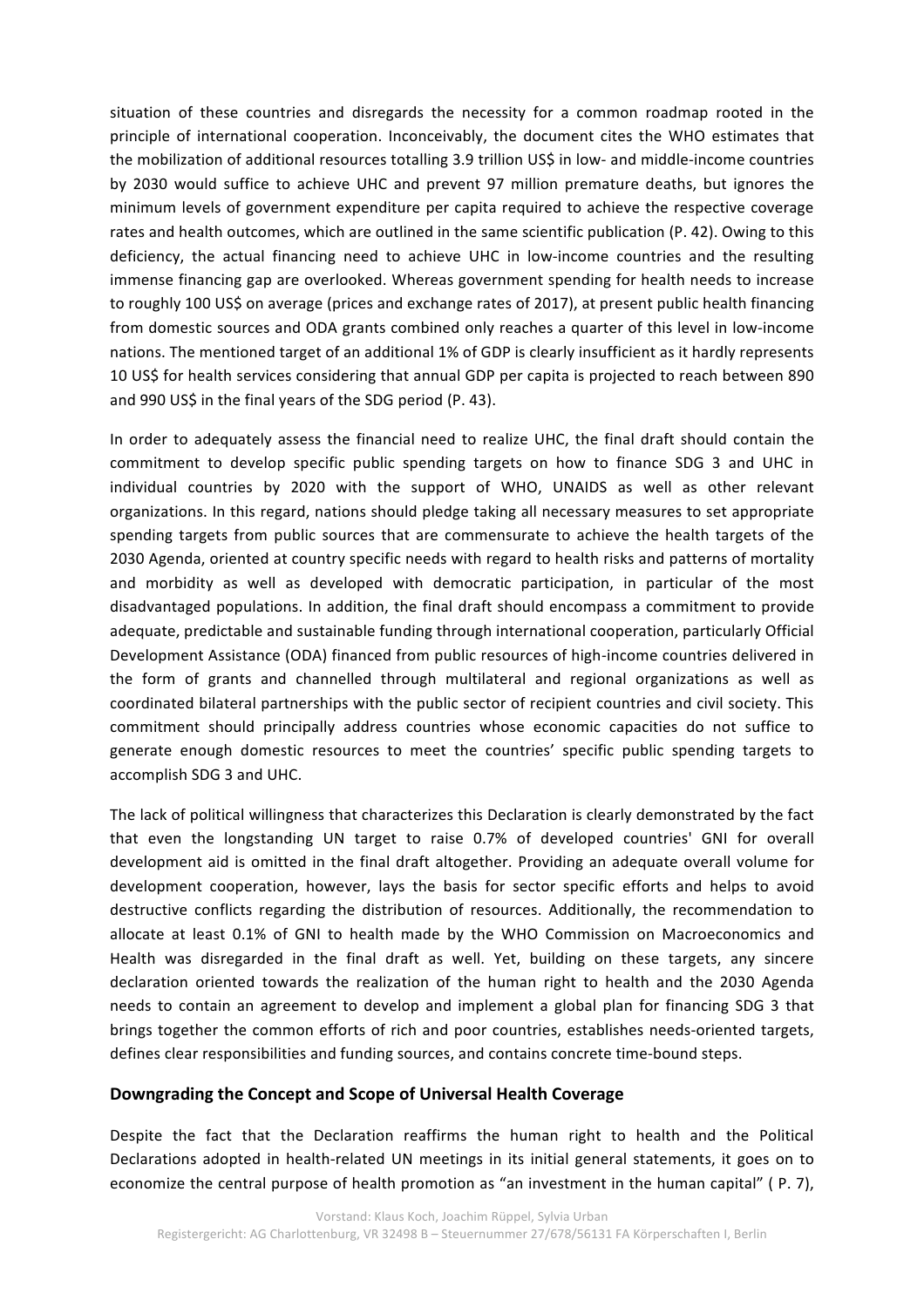situation of these countries and disregards the necessity for a common roadmap rooted in the principle of international cooperation. Inconceivably, the document cites the WHO estimates that the mobilization of additional resources totalling 3.9 trillion US$ in low- and middle-income countries by 2030 would suffice to achieve UHC and prevent 97 million premature deaths, but ignores the minimum levels of government expenditure per capita required to achieve the respective coverage rates and health outcomes, which are outlined in the same scientific publication (P. 42). Owing to this deficiency, the actual financing need to achieve UHC in low-income countries and the resulting immense financing gap are overlooked. Whereas government spending for health needs to increase to roughly 100 US$ on average (prices and exchange rates of 2017), at present public health financing from domestic sources and ODA grants combined only reaches a quarter of this level in low-income nations. The mentioned target of an additional 1% of GDP is clearly insufficient as it hardly represents 10 US$ for health services considering that annual GDP per capita is projected to reach between 890 and 990 US$ in the final years of the SDG period (P. 43).

In order to adequately assess the financial need to realize UHC, the final draft should contain the commitment to develop specific public spending targets on how to finance SDG 3 and UHC in individual countries by 2020 with the support of WHO, UNAIDS as well as other relevant organizations. In this regard, nations should pledge taking all necessary measures to set appropriate spending targets from public sources that are commensurate to achieve the health targets of the 2030 Agenda, oriented at country specific needs with regard to health risks and patterns of mortality and morbidity as well as developed with democratic participation, in particular of the most disadvantaged populations. In addition, the final draft should encompass a commitment to provide adequate, predictable and sustainable funding through international cooperation, particularly Official Development Assistance (ODA) financed from public resources of high-income countries delivered in the form of grants and channelled through multilateral and regional organizations as well as coordinated bilateral partnerships with the public sector of recipient countries and civil society. This commitment should principally address countries whose economic capacities do not suffice to generate enough domestic resources to meet the countries' specific public spending targets to accomplish SDG 3 and UHC.

The lack of political willingness that characterizes this Declaration is clearly demonstrated by the fact that even the longstanding UN target to raise 0.7% of developed countries' GNI for overall development aid is omitted in the final draft altogether. Providing an adequate overall volume for development cooperation, however, lays the basis for sector specific efforts and helps to avoid destructive conflicts regarding the distribution of resources. Additionally, the recommendation to allocate at least 0.1% of GNI to health made by the WHO Commission on Macroeconomics and Health was disregarded in the final draft as well. Yet, building on these targets, any sincere declaration oriented towards the realization of the human right to health and the 2030 Agenda needs to contain an agreement to develop and implement a global plan for financing SDG 3 that brings together the common efforts of rich and poor countries, establishes needs-oriented targets, defines clear responsibilities and funding sources, and contains concrete time-bound steps.

## Downgrading the Concept and Scope of Universal Health Coverage

Despite the fact that the Declaration reaffirms the human right to health and the Political Declarations adopted in health-related UN meetings in its initial general statements, it goes on to economize the central purpose of health promotion as "an investment in the human capital" ( P. 7),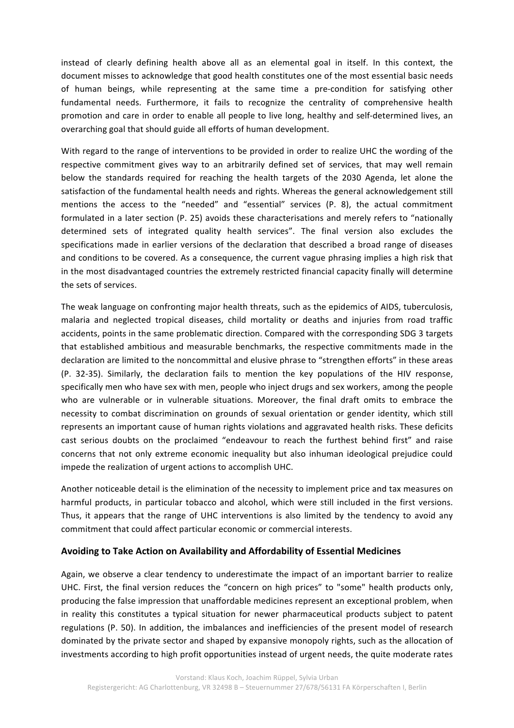instead of clearly defining health above all as an elemental goal in itself. In this context, the document misses to acknowledge that good health constitutes one of the most essential basic needs of human beings, while representing at the same time a pre-condition for satisfying other fundamental needs. Furthermore, it fails to recognize the centrality of comprehensive health promotion and care in order to enable all people to live long, healthy and self-determined lives, an overarching goal that should guide all efforts of human development.

With regard to the range of interventions to be provided in order to realize UHC the wording of the respective commitment gives way to an arbitrarily defined set of services, that may well remain below the standards required for reaching the health targets of the 2030 Agenda, let alone the satisfaction of the fundamental health needs and rights. Whereas the general acknowledgement still mentions the access to the "needed" and "essential" services (P. 8), the actual commitment formulated in a later section (P. 25) avoids these characterisations and merely refers to "nationally determined sets of integrated quality health services". The final version also excludes the specifications made in earlier versions of the declaration that described a broad range of diseases and conditions to be covered. As a consequence, the current vague phrasing implies a high risk that in the most disadvantaged countries the extremely restricted financial capacity finally will determine the sets of services.

The weak language on confronting major health threats, such as the epidemics of AIDS, tuberculosis, malaria and neglected tropical diseases, child mortality or deaths and injuries from road traffic accidents, points in the same problematic direction. Compared with the corresponding SDG 3 targets that established ambitious and measurable benchmarks, the respective commitments made in the declaration are limited to the noncommittal and elusive phrase to "strengthen efforts" in these areas (P. 32-35). Similarly, the declaration fails to mention the key populations of the HIV response, specifically men who have sex with men, people who inject drugs and sex workers, among the people who are vulnerable or in vulnerable situations. Moreover, the final draft omits to embrace the necessity to combat discrimination on grounds of sexual orientation or gender identity, which still represents an important cause of human rights violations and aggravated health risks. These deficits cast serious doubts on the proclaimed "endeavour to reach the furthest behind first" and raise concerns that not only extreme economic inequality but also inhuman ideological prejudice could impede the realization of urgent actions to accomplish UHC.

Another noticeable detail is the elimination of the necessity to implement price and tax measures on harmful products, in particular tobacco and alcohol, which were still included in the first versions. Thus, it appears that the range of UHC interventions is also limited by the tendency to avoid any commitment that could affect particular economic or commercial interests.

## Avoiding to Take Action on Availability and Affordability of Essential Medicines

Again, we observe a clear tendency to underestimate the impact of an important barrier to realize UHC. First, the final version reduces the "concern on high prices" to "some" health products only, producing the false impression that unaffordable medicines represent an exceptional problem, when in reality this constitutes a typical situation for newer pharmaceutical products subject to patent regulations (P. 50). In addition, the imbalances and inefficiencies of the present model of research dominated by the private sector and shaped by expansive monopoly rights, such as the allocation of investments according to high profit opportunities instead of urgent needs, the quite moderate rates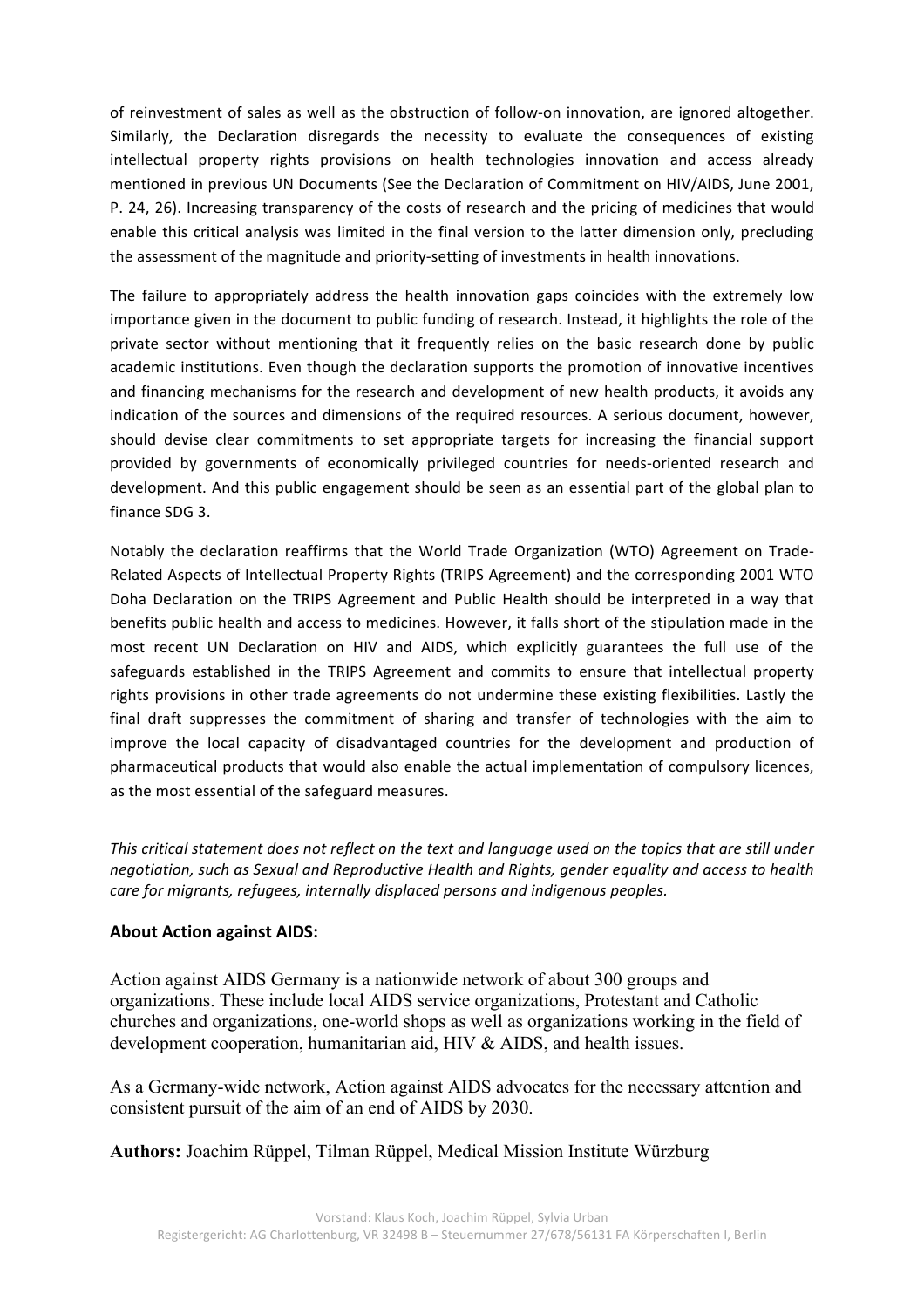of reinvestment of sales as well as the obstruction of follow-on innovation, are ignored altogether. Similarly, the Declaration disregards the necessity to evaluate the consequences of existing intellectual property rights provisions on health technologies innovation and access already mentioned in previous UN Documents (See the Declaration of Commitment on HIV/AIDS, June 2001, P. 24, 26). Increasing transparency of the costs of research and the pricing of medicines that would enable this critical analysis was limited in the final version to the latter dimension only, precluding the assessment of the magnitude and priority-setting of investments in health innovations.

The failure to appropriately address the health innovation gaps coincides with the extremely low importance given in the document to public funding of research. Instead, it highlights the role of the private sector without mentioning that it frequently relies on the basic research done by public academic institutions. Even though the declaration supports the promotion of innovative incentives and financing mechanisms for the research and development of new health products, it avoids any indication of the sources and dimensions of the required resources. A serious document, however, should devise clear commitments to set appropriate targets for increasing the financial support provided by governments of economically privileged countries for needs-oriented research and development. And this public engagement should be seen as an essential part of the global plan to finance SDG 3.

Notably the declaration reaffirms that the World Trade Organization (WTO) Agreement on Trade-Related Aspects of Intellectual Property Rights (TRIPS Agreement) and the corresponding 2001 WTO Doha Declaration on the TRIPS Agreement and Public Health should be interpreted in a way that benefits public health and access to medicines. However, it falls short of the stipulation made in the most recent UN Declaration on HIV and AIDS, which explicitly guarantees the full use of the safeguards established in the TRIPS Agreement and commits to ensure that intellectual property rights provisions in other trade agreements do not undermine these existing flexibilities. Lastly the final draft suppresses the commitment of sharing and transfer of technologies with the aim to improve the local capacity of disadvantaged countries for the development and production of pharmaceutical products that would also enable the actual implementation of compulsory licences, as the most essential of the safeguard measures.

*This critical statement does not reflect on the text and language used on the topics that are still under negotiation, such as Sexual and Reproductive Health and Rights, gender equality and access to health care for migrants, refugees, internally displaced persons and indigenous peoples.*

**About Action against AIDS:**

Action against AIDS Germany is a nationwide network of about 300 groups and organizations. These include local AIDS service organizations, Protestant and Catholic churches and organizations, one-world shops as well as organizations working in the field of development cooperation, humanitarian aid, HIV & AIDS, and health issues.

As a Germany-wide network, Action against AIDS advocates for the necessary attention and consistent pursuit of the aim of an end of AIDS by 2030.

**Authors:** Joachim Rüppel, Tilman Rüppel, Medical Mission Institute Würzburg

Vorstand: Klaus Koch, Joachim Rüppel, Sylvia Urban
Registergericht: AG Charlottenburg, VR 32498 B – Steuernummer 27/678/56131 FA Körperschaften I, Berlin